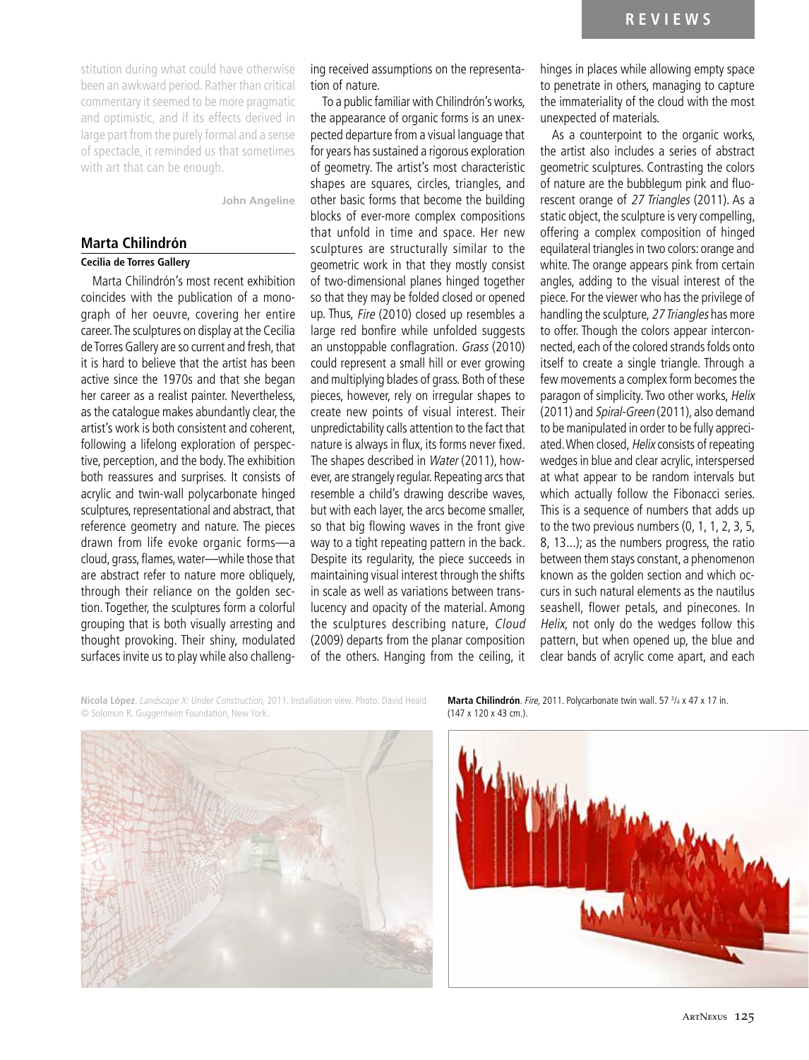stitution during what could have otherwise been an awkward period. Rather than critical commentary it seemed to be more pragmatic and optimistic, and if its effects derived in large part from the purely formal and a sense of spectacle, it reminded us that sometimes with art that can be enough.

**John Angeline**

## Marta Chilindrón

**Cecilia de Torres Gallery**

Marta Chilindrón's most recent exhibition coincides with the publication of a monograph of her oeuvre, covering her entire career. The sculptures on display at the Cecilia de Torres Gallery are so current and fresh, that it is hard to believe that the artist has been active since the 1970s and that she began her career as a realist painter. Nevertheless, as the catalogue makes abundantly clear, the artist's work is both consistent and coherent, following a lifelong exploration of perspective, perception, and the body. The exhibition both reassures and surprises. It consists of acrylic and twin-wall polycarbonate hinged sculptures, representational and abstract, that reference geometry and nature. The pieces drawn from life evoke organic forms—a cloud, grass, flames, water—while those that are abstract refer to nature more obliquely, through their reliance on the golden section. Together, the sculptures form a colorful grouping that is both visually arresting and thought provoking. Their shiny, modulated surfaces invite us to play while also challenging received assumptions on the representation of nature.

To a public familiar with Chilindrón's works, the appearance of organic forms is an unexpected departure from a visual language that for years has sustained a rigorous exploration of geometry. The artist's most characteristic shapes are squares, circles, triangles, and other basic forms that become the building blocks of ever-more complex compositions that unfold in time and space. Her new sculptures are structurally similar to the geometric work in that they mostly consist of two-dimensional planes hinged together so that they may be folded closed or opened up. Thus, *Fire* (2010) closed up resembles a large red bonfire while unfolded suggests an unstoppable conflagration. *Grass* (2010) could represent a small hill or ever growing and multiplying blades of grass. Both of these pieces, however, rely on irregular shapes to create new points of visual interest. Their unpredictability calls attention to the fact that nature is always in flux, its forms never fixed. The shapes described in *Water* (2011), however, are strangely regular. Repeating arcs that resemble a child's drawing describe waves, but with each layer, the arcs become smaller, so that big flowing waves in the front give way to a tight repeating pattern in the back. Despite its regularity, the piece succeeds in maintaining visual interest through the shifts in scale as well as variations between translucency and opacity of the material. Among the sculptures describing nature, *Cloud* (2009) departs from the planar composition of the others. Hanging from the ceiling, it hinges in places while allowing empty space to penetrate in others, managing to capture the immateriality of the cloud with the most unexpected of materials.

As a counterpoint to the organic works, the artist also includes a series of abstract geometric sculptures. Contrasting the colors of nature are the bubblegum pink and fluorescent orange of *27 Triangles* (2011). As a static object, the sculpture is very compelling, offering a complex composition of hinged equilateral triangles in two colors: orange and white. The orange appears pink from certain angles, adding to the visual interest of the piece. For the viewer who has the privilege of handling the sculpture, *27 Triangles* has more to offer. Though the colors appear interconnected, each of the colored strands folds onto itself to create a single triangle. Through a few movements a complex form becomes the paragon of simplicity. Two other works, *Helix* (2011) and *Spiral-Green* (2011), also demand to be manipulated in order to be fully appreciated. When closed, *Helix* consists of repeating wedges in blue and clear acrylic, interspersed at what appear to be random intervals but which actually follow the Fibonacci series. This is a sequence of numbers that adds up to the two previous numbers (0, 1, 1, 2, 3, 5, 8, 13...); as the numbers progress, the ratio between them stays constant, a phenomenon known as the golden section and which occurs in such natural elements as the nautilus seashell, flower petals, and pinecones. In *Helix*, not only do the wedges follow this pattern, but when opened up, the blue and clear bands of acrylic come apart, and each

**Nicola López**. *Landscape X: Under Construction*, 2011. Installation view. Photo: David Heald © Solomon R. Guggenheim Foundation, New York.

**Marta Chilindrón**. *Fire*, 2011. Polycarbonate twin wall. 57 3/4 x 47 x 17 in. (147 x 120 x 43 cm.).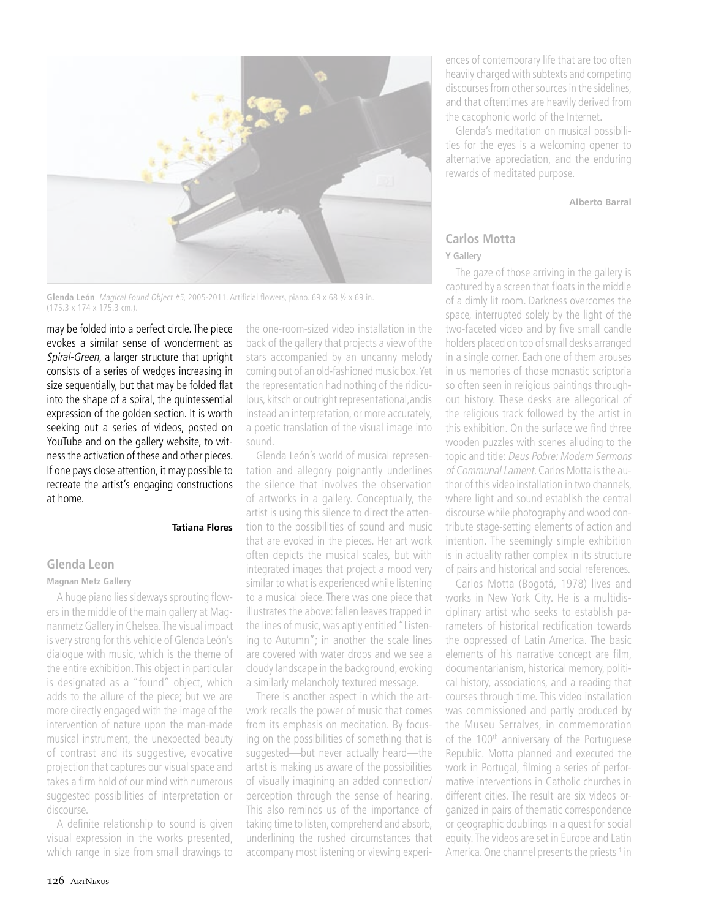Glenda León. *Magical Found Object #5*, 2005-2011. Artificial flowers, piano. 69 x 68 ½ x 69 in. (175.3 x 174 x 175.3 cm.).

may be folded into a perfect circle. The piece evokes a similar sense of wonderment as *Spiral-Green*, a larger structure that upright consists of a series of wedges increasing in size sequentially, but that may be folded flat into the shape of a spiral, the quintessential expression of the golden section. It is worth seeking out a series of videos, posted on YouTube and on the gallery website, to witness the activation of these and other pieces. If one pays close attention, it may possible to recreate the artist's engaging constructions at home.

**Tatiana Flores**

## Glenda Leon

**Magnan Metz Gallery**

A huge piano lies sideways sprouting flowers in the middle of the main gallery at Magnanmetz Gallery in Chelsea. The visual impact is very strong for this vehicle of Glenda León's dialogue with music, which is the theme of the entire exhibition. This object in particular is designated as a "found" object, which adds to the allure of the piece; but we are more directly engaged with the image of the intervention of nature upon the man-made musical instrument, the unexpected beauty of contrast and its suggestive, evocative projection that captures our visual space and takes a firm hold of our mind with numerous suggested possibilities of interpretation or discourse.

A definite relationship to sound is given visual expression in the works presented, which range in size from small drawings to the one-room-sized video installation in the back of the gallery that projects a view of the stars accompanied by an uncanny melody coming out of an old-fashioned music box. Yet the representation had nothing of the ridiculous, kitsch or outright representational, and is instead an interpretation, or more accurately, a poetic translation of the visual image into sound.

Glenda León's world of musical representation and allegory poignantly underlines the silence that involves the observation of artworks in a gallery. Conceptually, the artist is using this silence to direct the attention to the possibilities of sound and music that are evoked in the pieces. Her art work often depicts the musical scales, but with integrated images that project a mood very similar to what is experienced while listening to a musical piece. There was one piece that illustrates the above: fallen leaves trapped in the lines of music, was aptly entitled "Listening to Autumn"; in another the scale lines are covered with water drops and we see a cloudy landscape in the background, evoking a similarly melancholy textured message.

There is another aspect in which the artwork recalls the power of music that comes from its emphasis on meditation. By focusing on the possibilities of something that is suggested—but never actually heard—the artist is making us aware of the possibilities of visually imagining an added connection/perception through the sense of hearing. This also reminds us of the importance of taking time to listen, comprehend and absorb, underlining the rushed circumstances that accompany most listening or viewing experiences of contemporary life that are too often heavily charged with subtexts and competing discourses from other sources in the sidelines, and that oftentimes are heavily derived from the cacophonic world of the Internet.

Glenda's meditation on musical possibilities for the eyes is a welcoming opener to alternative appreciation, and the enduring rewards of meditated purpose.

**Alberto Barral**

## Carlos Motta

**Y Gallery**

The gaze of those arriving in the gallery is captured by a screen that floats in the middle of a dimly lit room. Darkness overcomes the space, interrupted solely by the light of the two-faceted video and by five small candle holders placed on top of small desks arranged in a single corner. Each one of them arouses in us memories of those monastic scriptoria so often seen in religious paintings throughout history. These desks are allegorical of the religious track followed by the artist in this exhibition. On the surface we find three wooden puzzles with scenes alluding to the topic and title: *Deus Pobre: Modern Sermons of Communal Lament*. Carlos Motta is the author of this video installation in two channels, where light and sound establish the central discourse while photography and wood contribute stage-setting elements of action and intention. The seemingly simple exhibition is in actuality rather complex in its structure of pairs and historical and social references.

Carlos Motta (Bogotá, 1978) lives and works in New York City. He is a multidisciplinary artist who seeks to establish parameters of historical rectification towards the oppressed of Latin America. The basic elements of his narrative concept are film, documentarianism, historical memory, political history, associations, and a reading that courses through time. This video installation was commissioned and partly produced by the Museu Serralves, in commemoration of the 100th anniversary of the Portuguese Republic. Motta planned and executed the work in Portugal, filming a series of performative interventions in Catholic churches in different cities. The result are six videos organized in pairs of thematic correspondence or geographic doublings in a quest for social equity. The videos are set in Europe and Latin America. One channel presents the priests [1] in